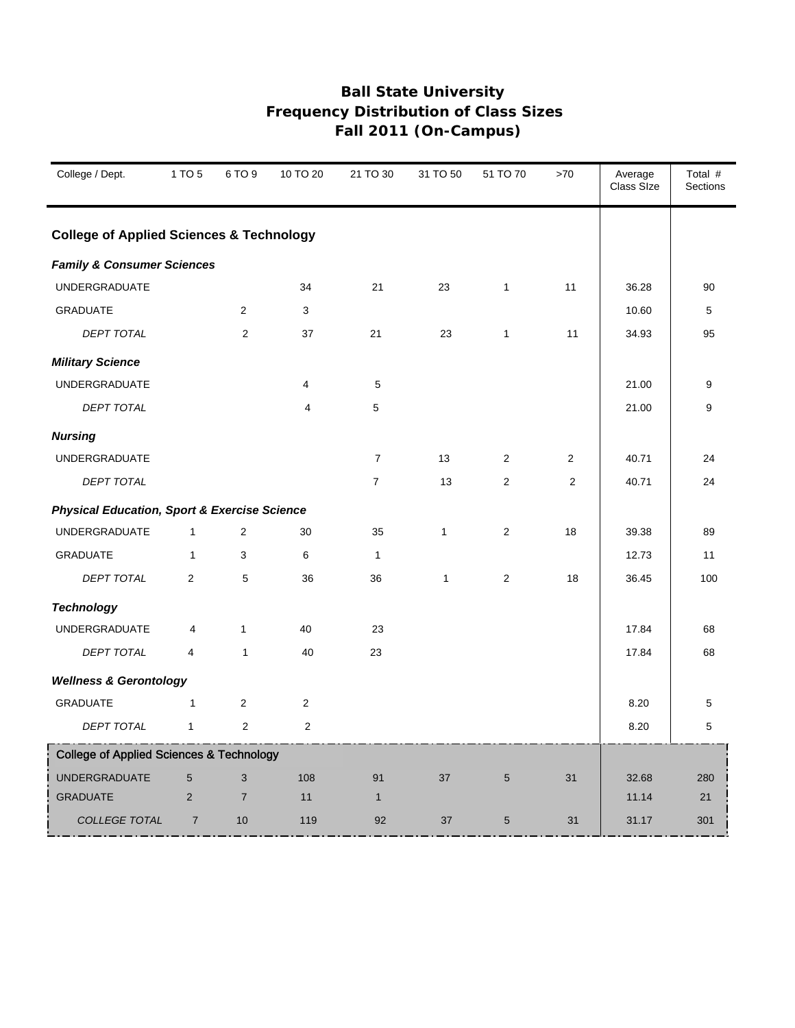# Ball State University
## Frequency Distribution of Class Sizes
## Fall 2011 (On-Campus)

| College / Dept. | 1 TO 5 | 6 TO 9 | 10 TO 20 | 21 TO 30 | 31 TO 50 | 51 TO 70 | >70 | Average Class SIze | Total # Sections |
|---|---|---|---|---|---|---|---|---|---|
| **College of Applied Sciences & Technology** | | | | | | | | | |
| ***Family & Consumer Sciences*** | | | | | | | | | |
| UNDERGRADUATE | | | 34 | 21 | 23 | 1 | 11 | 36.28 | 90 |
| GRADUATE | | 2 | 3 | | | | | 10.60 | 5 |
| *DEPT TOTAL* | | 2 | 37 | 21 | 23 | 1 | 11 | 34.93 | 95 |
| ***Military Science*** | | | | | | | | | |
| UNDERGRADUATE | | | 4 | 5 | | | | 21.00 | 9 |
| *DEPT TOTAL* | | | 4 | 5 | | | | 21.00 | 9 |
| ***Nursing*** | | | | | | | | | |
| UNDERGRADUATE | | | | 7 | 13 | 2 | 2 | 40.71 | 24 |
| *DEPT TOTAL* | | | | 7 | 13 | 2 | 2 | 40.71 | 24 |
| ***Physical Education, Sport & Exercise Science*** | | | | | | | | | |
| UNDERGRADUATE | 1 | 2 | 30 | 35 | 1 | 2 | 18 | 39.38 | 89 |
| GRADUATE | 1 | 3 | 6 | 1 | | | | 12.73 | 11 |
| *DEPT TOTAL* | 2 | 5 | 36 | 36 | 1 | 2 | 18 | 36.45 | 100 |
| ***Technology*** | | | | | | | | | |
| UNDERGRADUATE | 4 | 1 | 40 | 23 | | | | 17.84 | 68 |
| *DEPT TOTAL* | 4 | 1 | 40 | 23 | | | | 17.84 | 68 |
| ***Wellness & Gerontology*** | | | | | | | | | |
| GRADUATE | 1 | 2 | 2 | | | | | 8.20 | 5 |
| *DEPT TOTAL* | 1 | 2 | 2 | | | | | 8.20 | 5 |
| **College of Applied Sciences & Technology** | | | | | | | | | |
| UNDERGRADUATE | 5 | 3 | 108 | 91 | 37 | 5 | 31 | 32.68 | 280 |
| GRADUATE | 2 | 7 | 11 | 1 | | | | 11.14 | 21 |
| *COLLEGE TOTAL* | 7 | 10 | 119 | 92 | 37 | 5 | 31 | 31.17 | 301 |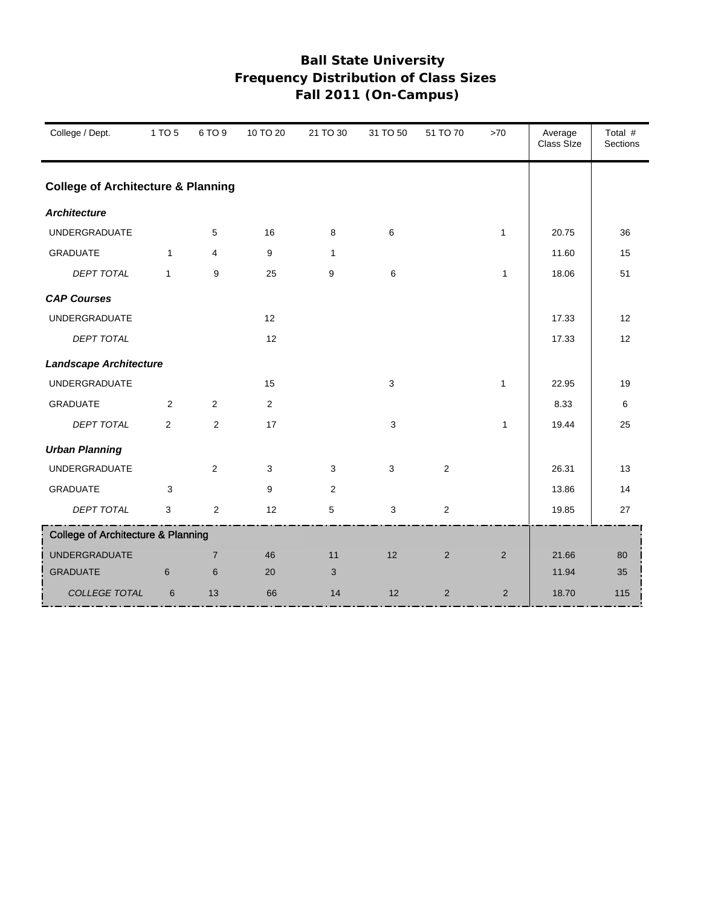# Ball State University
## Frequency Distribution of Class Sizes
## Fall 2011 (On-Campus)

| College / Dept. | 1 TO 5 | 6 TO 9 | 10 TO 20 | 21 TO 30 | 31 TO 50 | 51 TO 70 | >70 | Average Class SIze | Total # Sections |
|---|---|---|---|---|---|---|---|---|---|
| **College of Architecture & Planning** | | | | | | | | | |
| ***Architecture*** | | | | | | | | | |
| UNDERGRADUATE | | 5 | 16 | 8 | 6 | | 1 | 20.75 | 36 |
| GRADUATE | 1 | 4 | 9 | 1 | | | | 11.60 | 15 |
| *DEPT TOTAL* | 1 | 9 | 25 | 9 | 6 | | 1 | 18.06 | 51 |
| ***CAP Courses*** | | | | | | | | | |
| UNDERGRADUATE | | | 12 | | | | | 17.33 | 12 |
| *DEPT TOTAL* | | | 12 | | | | | 17.33 | 12 |
| ***Landscape Architecture*** | | | | | | | | | |
| UNDERGRADUATE | | | 15 | | 3 | | 1 | 22.95 | 19 |
| GRADUATE | 2 | 2 | 2 | | | | | 8.33 | 6 |
| *DEPT TOTAL* | 2 | 2 | 17 | | 3 | | 1 | 19.44 | 25 |
| ***Urban Planning*** | | | | | | | | | |
| UNDERGRADUATE | | 2 | 3 | 3 | 3 | 2 | | 26.31 | 13 |
| GRADUATE | 3 | | 9 | 2 | | | | 13.86 | 14 |
| *DEPT TOTAL* | 3 | 2 | 12 | 5 | 3 | 2 | | 19.85 | 27 |
| College of Architecture & Planning | | | | | | | | | |
| UNDERGRADUATE | | 7 | 46 | 11 | 12 | 2 | 2 | 21.66 | 80 |
| GRADUATE | 6 | 6 | 20 | 3 | | | | 11.94 | 35 |
| *COLLEGE TOTAL* | 6 | 13 | 66 | 14 | 12 | 2 | 2 | 18.70 | 115 |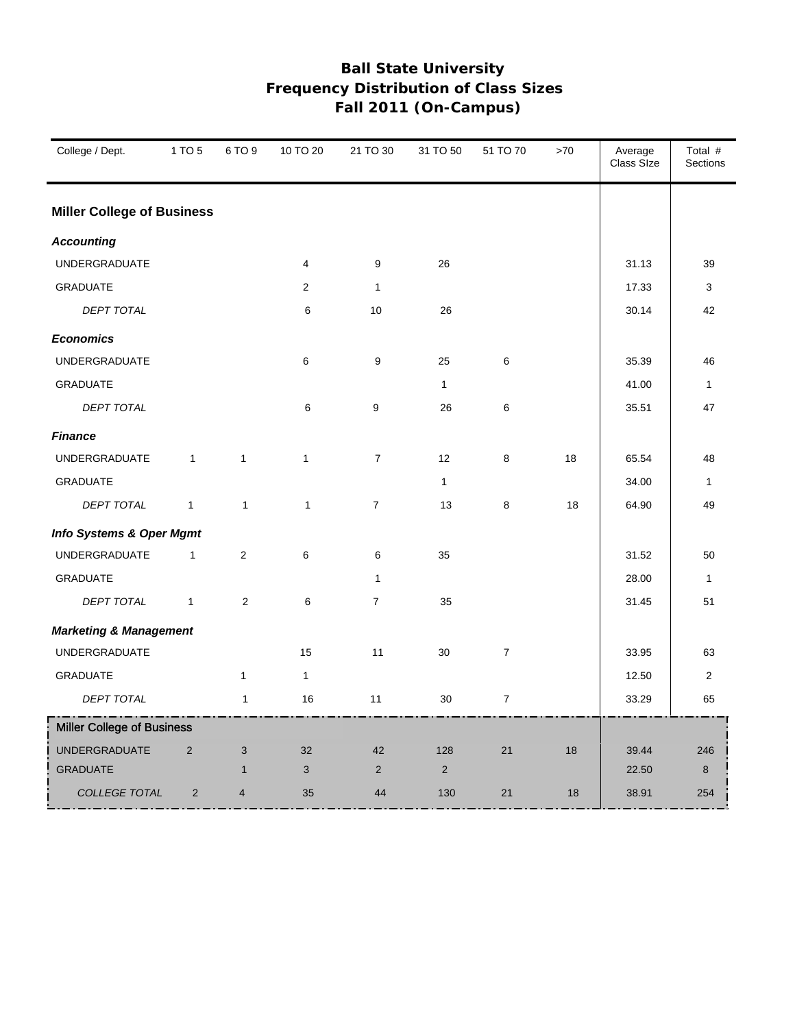# Ball State University
## Frequency Distribution of Class Sizes
## Fall 2011 (On-Campus)

| College / Dept. | 1 TO 5 | 6 TO 9 | 10 TO 20 | 21 TO 30 | 31 TO 50 | 51 TO 70 | >70 | Average Class SIze | Total # Sections |
|---|---|---|---|---|---|---|---|---|---|
| **Miller College of Business** | | | | | | | | | |
| ***Accounting*** | | | | | | | | | |
| UNDERGRADUATE | | | 4 | 9 | 26 | | | 31.13 | 39 |
| GRADUATE | | | 2 | 1 | | | | 17.33 | 3 |
| *DEPT TOTAL* | | | 6 | 10 | 26 | | | 30.14 | 42 |
| ***Economics*** | | | | | | | | | |
| UNDERGRADUATE | | | 6 | 9 | 25 | 6 | | 35.39 | 46 |
| GRADUATE | | | | | 1 | | | 41.00 | 1 |
| *DEPT TOTAL* | | | 6 | 9 | 26 | 6 | | 35.51 | 47 |
| ***Finance*** | | | | | | | | | |
| UNDERGRADUATE | 1 | 1 | 1 | 7 | 12 | 8 | 18 | 65.54 | 48 |
| GRADUATE | | | | | 1 | | | 34.00 | 1 |
| *DEPT TOTAL* | 1 | 1 | 1 | 7 | 13 | 8 | 18 | 64.90 | 49 |
| ***Info Systems & Oper Mgmt*** | | | | | | | | | |
| UNDERGRADUATE | 1 | 2 | 6 | 6 | 35 | | | 31.52 | 50 |
| GRADUATE | | | | 1 | | | | 28.00 | 1 |
| *DEPT TOTAL* | 1 | 2 | 6 | 7 | 35 | | | 31.45 | 51 |
| ***Marketing & Management*** | | | | | | | | | |
| UNDERGRADUATE | | | 15 | 11 | 30 | 7 | | 33.95 | 63 |
| GRADUATE | | 1 | 1 | | | | | 12.50 | 2 |
| *DEPT TOTAL* | | 1 | 16 | 11 | 30 | 7 | | 33.29 | 65 |
| Miller College of Business | | | | | | | | | |
| UNDERGRADUATE | 2 | 3 | 32 | 42 | 128 | 21 | 18 | 39.44 | 246 |
| GRADUATE | | 1 | 3 | 2 | 2 | | | 22.50 | 8 |
| *COLLEGE TOTAL* | 2 | 4 | 35 | 44 | 130 | 21 | 18 | 38.91 | 254 |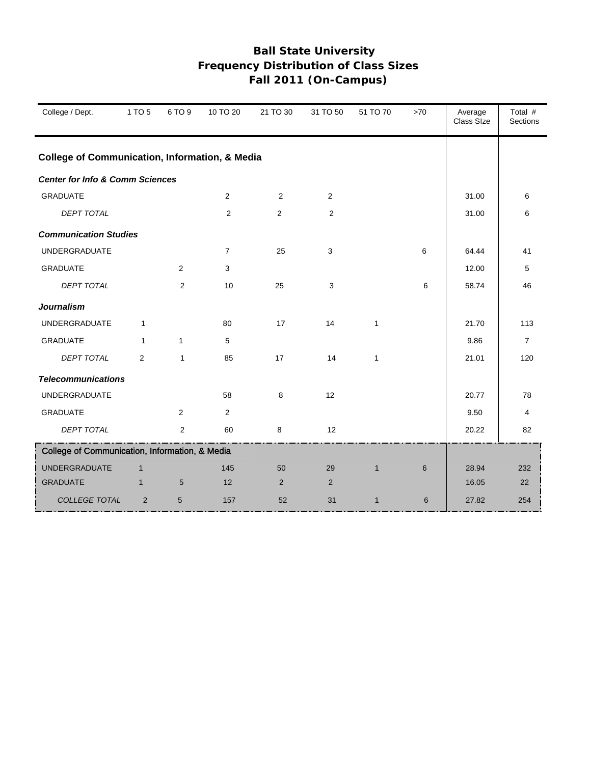# Ball State University
## Frequency Distribution of Class Sizes
## Fall 2011 (On-Campus)

| College / Dept. | 1 TO 5 | 6 TO 9 | 10 TO 20 | 21 TO 30 | 31 TO 50 | 51 TO 70 | >70 | Average Class SIze | Total # Sections |
|---|---|---|---|---|---|---|---|---|---|
| **College of Communication, Information, & Media** | | | | | | | | | |
| ***Center for Info & Comm Sciences*** | | | | | | | | | |
| GRADUATE | | | 2 | 2 | 2 | | | 31.00 | 6 |
| *DEPT TOTAL* | | | 2 | 2 | 2 | | | 31.00 | 6 |
| ***Communication Studies*** | | | | | | | | | |
| UNDERGRADUATE | | | 7 | 25 | 3 | | 6 | 64.44 | 41 |
| GRADUATE | | 2 | 3 | | | | | 12.00 | 5 |
| *DEPT TOTAL* | | 2 | 10 | 25 | 3 | | 6 | 58.74 | 46 |
| ***Journalism*** | | | | | | | | | |
| UNDERGRADUATE | 1 | | 80 | 17 | 14 | 1 | | 21.70 | 113 |
| GRADUATE | 1 | 1 | 5 | | | | | 9.86 | 7 |
| *DEPT TOTAL* | 2 | 1 | 85 | 17 | 14 | 1 | | 21.01 | 120 |
| ***Telecommunications*** | | | | | | | | | |
| UNDERGRADUATE | | | 58 | 8 | 12 | | | 20.77 | 78 |
| GRADUATE | | 2 | 2 | | | | | 9.50 | 4 |
| *DEPT TOTAL* | | 2 | 60 | 8 | 12 | | | 20.22 | 82 |
| College of Communication, Information, & Media | | | | | | | | | |
| UNDERGRADUATE | 1 | | 145 | 50 | 29 | 1 | 6 | 28.94 | 232 |
| GRADUATE | 1 | 5 | 12 | 2 | 2 | | | 16.05 | 22 |
| *COLLEGE TOTAL* | 2 | 5 | 157 | 52 | 31 | 1 | 6 | 27.82 | 254 |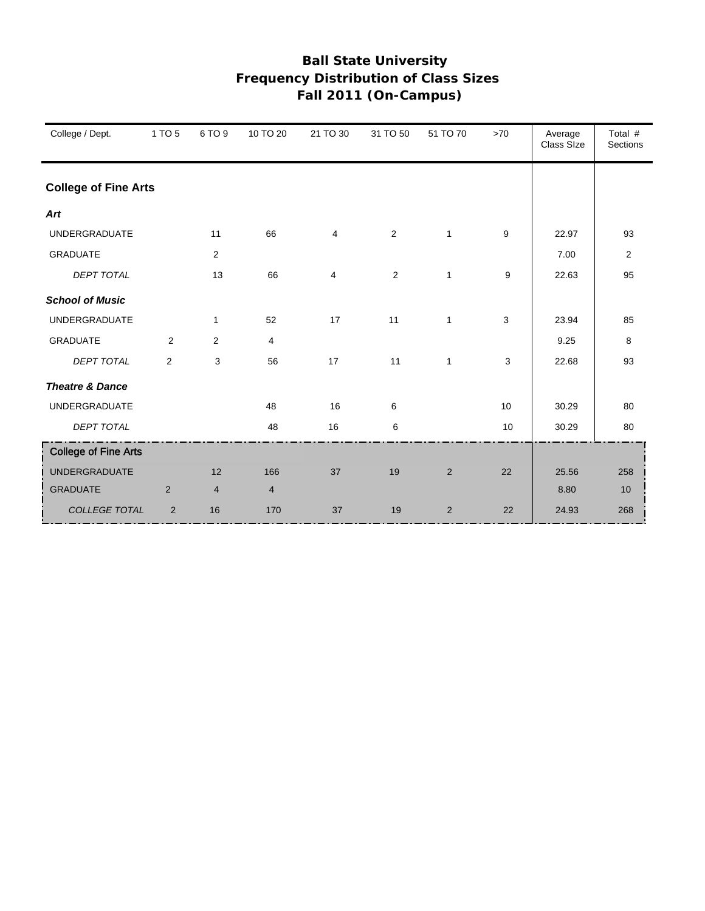# Ball State University
## Frequency Distribution of Class Sizes
## Fall 2011 (On-Campus)

| College / Dept. | 1 TO 5 | 6 TO 9 | 10 TO 20 | 21 TO 30 | 31 TO 50 | 51 TO 70 | >70 | Average Class SIze | Total # Sections |
|---|---|---|---|---|---|---|---|---|---|
| **College of Fine Arts** | | | | | | | | | |
| ***Art*** | | | | | | | | | |
| UNDERGRADUATE | | 11 | 66 | 4 | 2 | 1 | 9 | 22.97 | 93 |
| GRADUATE | | 2 | | | | | | 7.00 | 2 |
| *DEPT TOTAL* | | 13 | 66 | 4 | 2 | 1 | 9 | 22.63 | 95 |
| ***School of Music*** | | | | | | | | | |
| UNDERGRADUATE | | 1 | 52 | 17 | 11 | 1 | 3 | 23.94 | 85 |
| GRADUATE | 2 | 2 | 4 | | | | | 9.25 | 8 |
| *DEPT TOTAL* | 2 | 3 | 56 | 17 | 11 | 1 | 3 | 22.68 | 93 |
| ***Theatre & Dance*** | | | | | | | | | |
| UNDERGRADUATE | | | 48 | 16 | 6 | | 10 | 30.29 | 80 |
| *DEPT TOTAL* | | | 48 | 16 | 6 | | 10 | 30.29 | 80 |
| College of Fine Arts | | | | | | | | | |
| UNDERGRADUATE | | 12 | 166 | 37 | 19 | 2 | 22 | 25.56 | 258 |
| GRADUATE | 2 | 4 | 4 | | | | | 8.80 | 10 |
| *COLLEGE TOTAL* | 2 | 16 | 170 | 37 | 19 | 2 | 22 | 24.93 | 268 |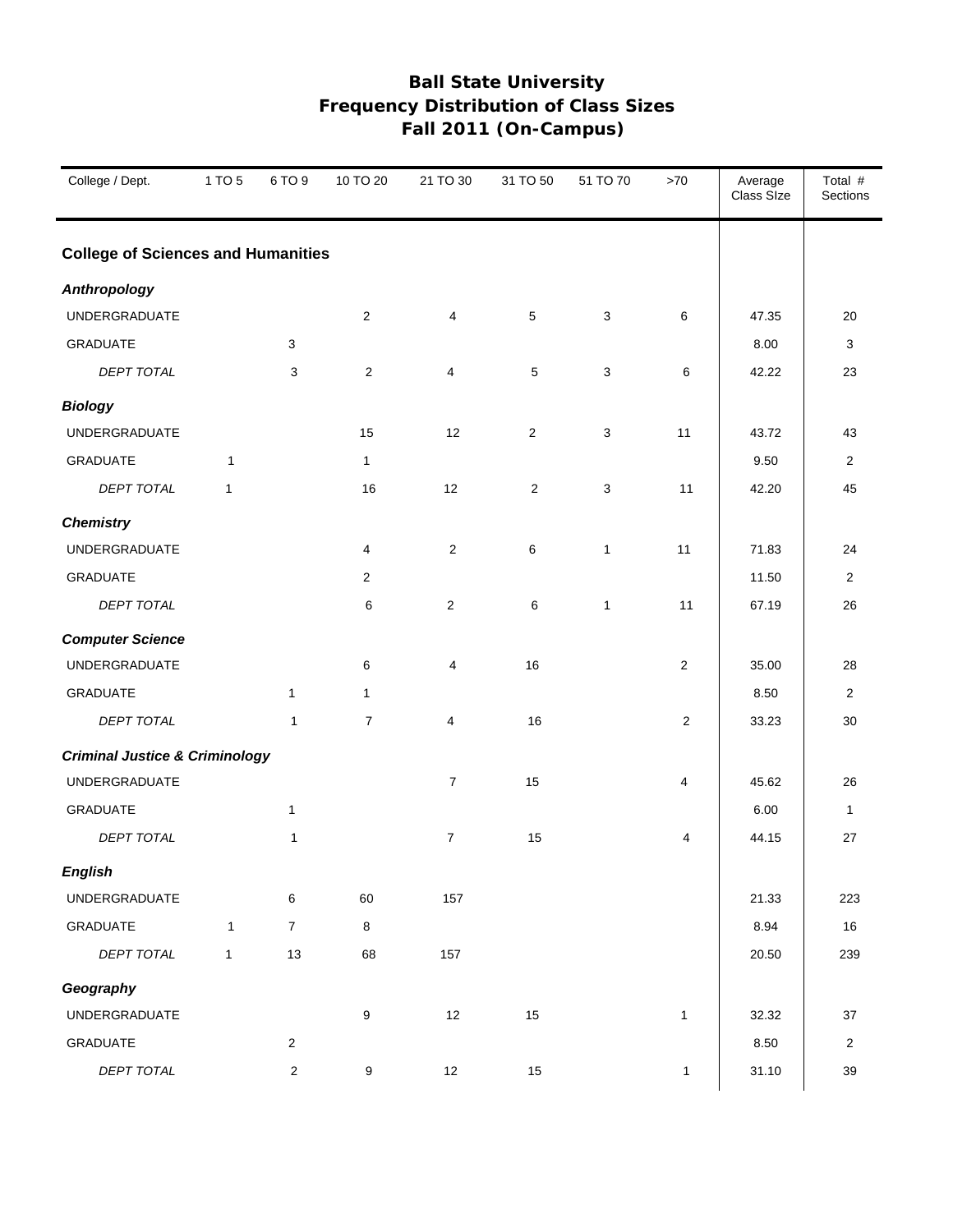# Ball State University
## Frequency Distribution of Class Sizes
## Fall 2011 (On-Campus)

| College / Dept. | 1 TO 5 | 6 TO 9 | 10 TO 20 | 21 TO 30 | 31 TO 50 | 51 TO 70 | >70 | Average Class SIze | Total # Sections |
|---|---|---|---|---|---|---|---|---|---|
| **College of Sciences and Humanities** | | | | | | | | | |
| ***Anthropology*** | | | | | | | | | |
| UNDERGRADUATE | | | 2 | 4 | 5 | 3 | 6 | 47.35 | 20 |
| GRADUATE | | 3 | | | | | | 8.00 | 3 |
| *DEPT TOTAL* | | 3 | 2 | 4 | 5 | 3 | 6 | 42.22 | 23 |
| ***Biology*** | | | | | | | | | |
| UNDERGRADUATE | | | 15 | 12 | 2 | 3 | 11 | 43.72 | 43 |
| GRADUATE | 1 | | 1 | | | | | 9.50 | 2 |
| *DEPT TOTAL* | 1 | | 16 | 12 | 2 | 3 | 11 | 42.20 | 45 |
| ***Chemistry*** | | | | | | | | | |
| UNDERGRADUATE | | | 4 | 2 | 6 | 1 | 11 | 71.83 | 24 |
| GRADUATE | | | 2 | | | | | 11.50 | 2 |
| *DEPT TOTAL* | | | 6 | 2 | 6 | 1 | 11 | 67.19 | 26 |
| ***Computer Science*** | | | | | | | | | |
| UNDERGRADUATE | | | 6 | 4 | 16 | | 2 | 35.00 | 28 |
| GRADUATE | | 1 | 1 | | | | | 8.50 | 2 |
| *DEPT TOTAL* | | 1 | 7 | 4 | 16 | | 2 | 33.23 | 30 |
| ***Criminal Justice & Criminology*** | | | | | | | | | |
| UNDERGRADUATE | | | | 7 | 15 | | 4 | 45.62 | 26 |
| GRADUATE | | 1 | | | | | | 6.00 | 1 |
| *DEPT TOTAL* | | 1 | | 7 | 15 | | 4 | 44.15 | 27 |
| ***English*** | | | | | | | | | |
| UNDERGRADUATE | | 6 | 60 | 157 | | | | 21.33 | 223 |
| GRADUATE | 1 | 7 | 8 | | | | | 8.94 | 16 |
| *DEPT TOTAL* | 1 | 13 | 68 | 157 | | | | 20.50 | 239 |
| ***Geography*** | | | | | | | | | |
| UNDERGRADUATE | | | 9 | 12 | 15 | | 1 | 32.32 | 37 |
| GRADUATE | | 2 | | | | | | 8.50 | 2 |
| *DEPT TOTAL* | | 2 | 9 | 12 | 15 | | 1 | 31.10 | 39 |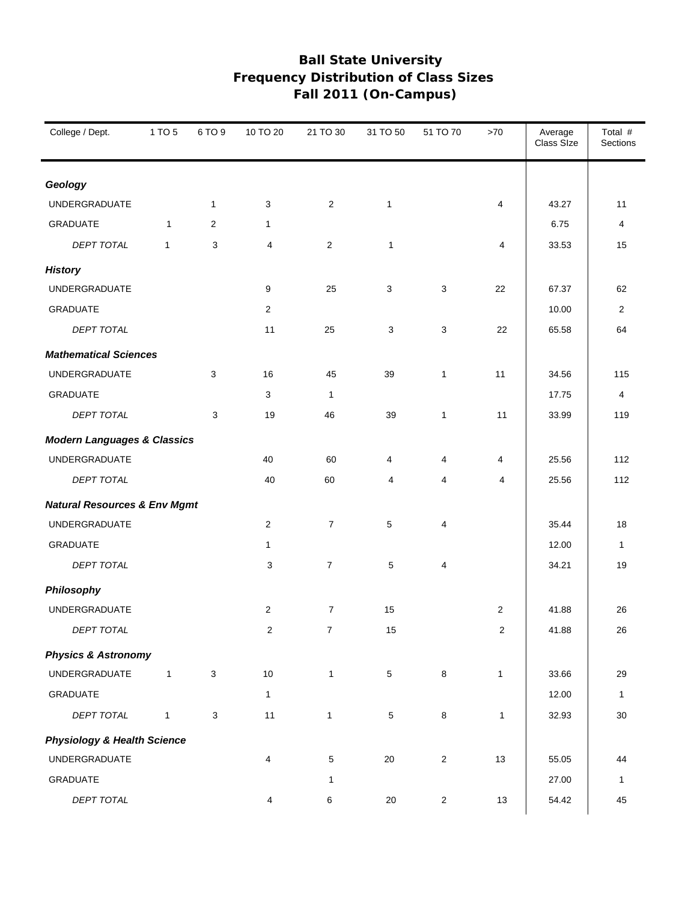# Ball State University
## Frequency Distribution of Class Sizes
## Fall 2011 (On-Campus)

| College / Dept. | 1 TO 5 | 6 TO 9 | 10 TO 20 | 21 TO 30 | 31 TO 50 | 51 TO 70 | >70 | Average Class SIze | Total # Sections |
|---|---|---|---|---|---|---|---|---|---|
| ***Geology*** | | | | | | | | | |
| UNDERGRADUATE | | 1 | 3 | 2 | 1 | | 4 | 43.27 | 11 |
| GRADUATE | 1 | 2 | 1 | | | | | 6.75 | 4 |
| *DEPT TOTAL* | 1 | 3 | 4 | 2 | 1 | | 4 | 33.53 | 15 |
| ***History*** | | | | | | | | | |
| UNDERGRADUATE | | | 9 | 25 | 3 | 3 | 22 | 67.37 | 62 |
| GRADUATE | | | 2 | | | | | 10.00 | 2 |
| *DEPT TOTAL* | | | 11 | 25 | 3 | 3 | 22 | 65.58 | 64 |
| ***Mathematical Sciences*** | | | | | | | | | |
| UNDERGRADUATE | | 3 | 16 | 45 | 39 | 1 | 11 | 34.56 | 115 |
| GRADUATE | | | 3 | 1 | | | | 17.75 | 4 |
| *DEPT TOTAL* | | 3 | 19 | 46 | 39 | 1 | 11 | 33.99 | 119 |
| ***Modern Languages & Classics*** | | | | | | | | | |
| UNDERGRADUATE | | | 40 | 60 | 4 | 4 | 4 | 25.56 | 112 |
| *DEPT TOTAL* | | | 40 | 60 | 4 | 4 | 4 | 25.56 | 112 |
| ***Natural Resources & Env Mgmt*** | | | | | | | | | |
| UNDERGRADUATE | | | 2 | 7 | 5 | 4 | | 35.44 | 18 |
| GRADUATE | | | 1 | | | | | 12.00 | 1 |
| *DEPT TOTAL* | | | 3 | 7 | 5 | 4 | | 34.21 | 19 |
| ***Philosophy*** | | | | | | | | | |
| UNDERGRADUATE | | | 2 | 7 | 15 | | 2 | 41.88 | 26 |
| *DEPT TOTAL* | | | 2 | 7 | 15 | | 2 | 41.88 | 26 |
| ***Physics & Astronomy*** | | | | | | | | | |
| UNDERGRADUATE | 1 | 3 | 10 | 1 | 5 | 8 | 1 | 33.66 | 29 |
| GRADUATE | | | 1 | | | | | 12.00 | 1 |
| *DEPT TOTAL* | 1 | 3 | 11 | 1 | 5 | 8 | 1 | 32.93 | 30 |
| ***Physiology & Health Science*** | | | | | | | | | |
| UNDERGRADUATE | | | 4 | 5 | 20 | 2 | 13 | 55.05 | 44 |
| GRADUATE | | | | 1 | | | | 27.00 | 1 |
| *DEPT TOTAL* | | | 4 | 6 | 20 | 2 | 13 | 54.42 | 45 |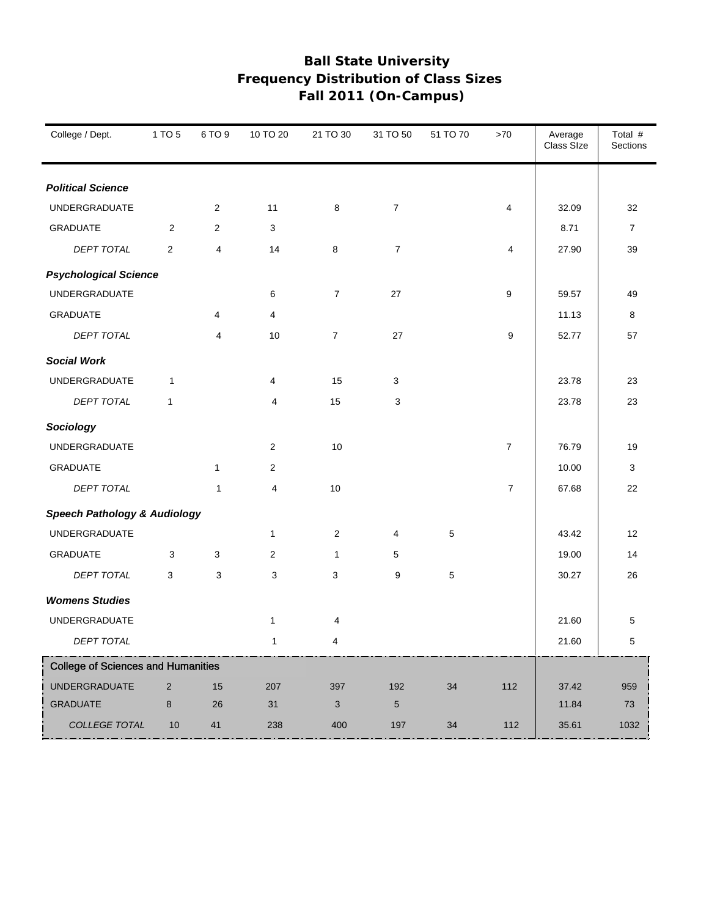# Ball State University
## Frequency Distribution of Class Sizes
## Fall 2011 (On-Campus)

| College / Dept. | 1 TO 5 | 6 TO 9 | 10 TO 20 | 21 TO 30 | 31 TO 50 | 51 TO 70 | >70 | Average Class SIze | Total # Sections |
|---|---|---|---|---|---|---|---|---|---|
| ***Political Science*** | | | | | | | | | |
| UNDERGRADUATE | | 2 | 11 | 8 | 7 | | 4 | 32.09 | 32 |
| GRADUATE | 2 | 2 | 3 | | | | | 8.71 | 7 |
| *DEPT TOTAL* | 2 | 4 | 14 | 8 | 7 | | 4 | 27.90 | 39 |
| ***Psychological Science*** | | | | | | | | | |
| UNDERGRADUATE | | | 6 | 7 | 27 | | 9 | 59.57 | 49 |
| GRADUATE | | 4 | 4 | | | | | 11.13 | 8 |
| *DEPT TOTAL* | | 4 | 10 | 7 | 27 | | 9 | 52.77 | 57 |
| ***Social Work*** | | | | | | | | | |
| UNDERGRADUATE | 1 | | 4 | 15 | 3 | | | 23.78 | 23 |
| *DEPT TOTAL* | 1 | | 4 | 15 | 3 | | | 23.78 | 23 |
| ***Sociology*** | | | | | | | | | |
| UNDERGRADUATE | | | 2 | 10 | | | 7 | 76.79 | 19 |
| GRADUATE | | 1 | 2 | | | | | 10.00 | 3 |
| *DEPT TOTAL* | | 1 | 4 | 10 | | | 7 | 67.68 | 22 |
| ***Speech Pathology & Audiology*** | | | | | | | | | |
| UNDERGRADUATE | | | 1 | 2 | 4 | 5 | | 43.42 | 12 |
| GRADUATE | 3 | 3 | 2 | 1 | 5 | | | 19.00 | 14 |
| *DEPT TOTAL* | 3 | 3 | 3 | 3 | 9 | 5 | | 30.27 | 26 |
| ***Womens Studies*** | | | | | | | | | |
| UNDERGRADUATE | | | 1 | 4 | | | | 21.60 | 5 |
| *DEPT TOTAL* | | | 1 | 4 | | | | 21.60 | 5 |
| **College of Sciences and Humanities** | | | | | | | | | |
| UNDERGRADUATE | 2 | 15 | 207 | 397 | 192 | 34 | 112 | 37.42 | 959 |
| GRADUATE | 8 | 26 | 31 | 3 | 5 | | | 11.84 | 73 |
| *COLLEGE TOTAL* | 10 | 41 | 238 | 400 | 197 | 34 | 112 | 35.61 | 1032 |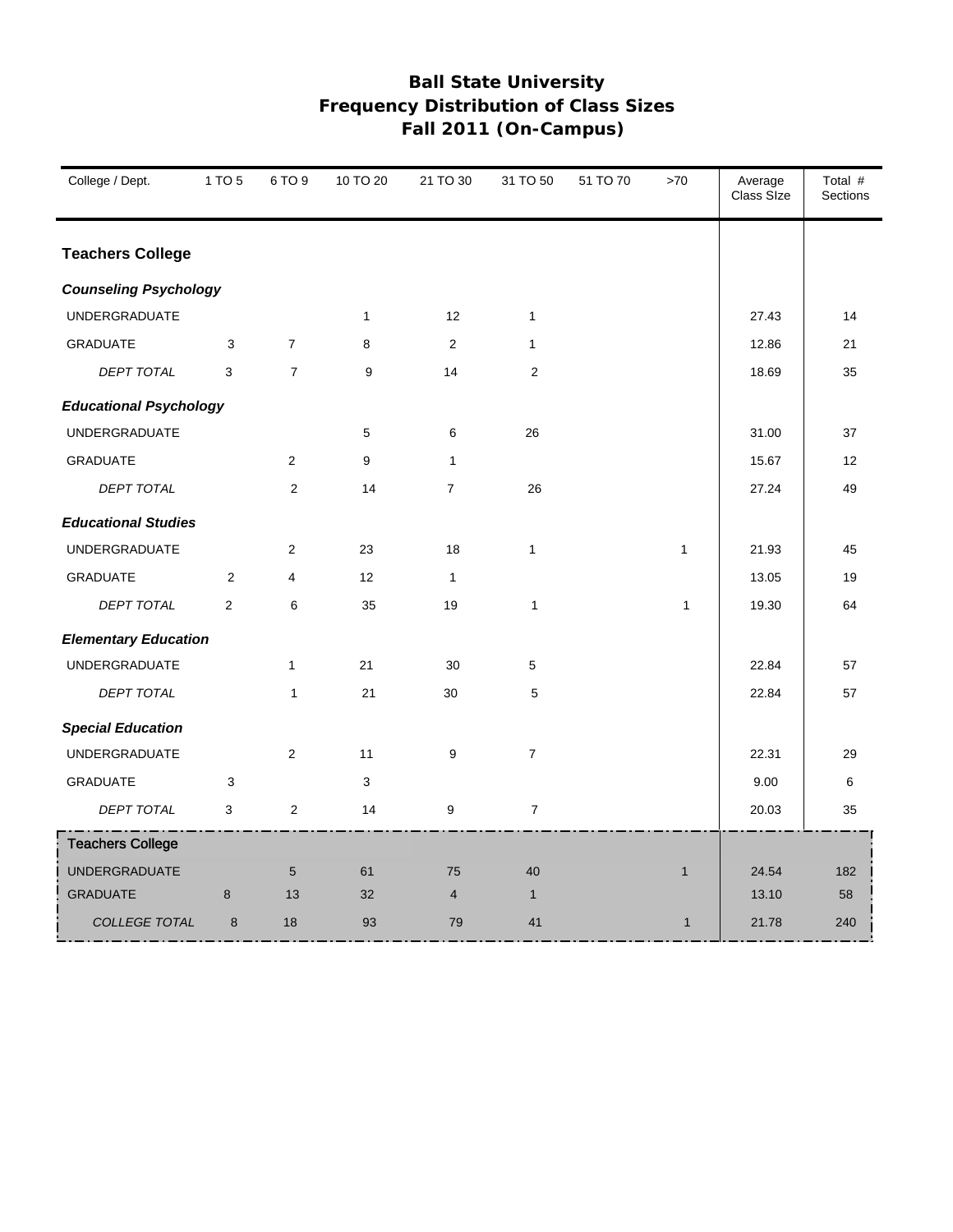# Ball State University
## Frequency Distribution of Class Sizes
## Fall 2011 (On-Campus)

| College / Dept. | 1 TO 5 | 6 TO 9 | 10 TO 20 | 21 TO 30 | 31 TO 50 | 51 TO 70 | >70 | Average Class SIze | Total # Sections |
|---|---|---|---|---|---|---|---|---|---|
| **Teachers College** | | | | | | | | | |
| ***Counseling Psychology*** | | | | | | | | | |
| UNDERGRADUATE | | | 1 | 12 | 1 | | | 27.43 | 14 |
| GRADUATE | 3 | 7 | 8 | 2 | 1 | | | 12.86 | 21 |
| *DEPT TOTAL* | 3 | 7 | 9 | 14 | 2 | | | 18.69 | 35 |
| ***Educational Psychology*** | | | | | | | | | |
| UNDERGRADUATE | | | 5 | 6 | 26 | | | 31.00 | 37 |
| GRADUATE | | 2 | 9 | 1 | | | | 15.67 | 12 |
| *DEPT TOTAL* | | 2 | 14 | 7 | 26 | | | 27.24 | 49 |
| ***Educational Studies*** | | | | | | | | | |
| UNDERGRADUATE | | 2 | 23 | 18 | 1 | | 1 | 21.93 | 45 |
| GRADUATE | 2 | 4 | 12 | 1 | | | | 13.05 | 19 |
| *DEPT TOTAL* | 2 | 6 | 35 | 19 | 1 | | 1 | 19.30 | 64 |
| ***Elementary Education*** | | | | | | | | | |
| UNDERGRADUATE | | 1 | 21 | 30 | 5 | | | 22.84 | 57 |
| *DEPT TOTAL* | | 1 | 21 | 30 | 5 | | | 22.84 | 57 |
| ***Special Education*** | | | | | | | | | |
| UNDERGRADUATE | | 2 | 11 | 9 | 7 | | | 22.31 | 29 |
| GRADUATE | 3 | | 3 | | | | | 9.00 | 6 |
| *DEPT TOTAL* | 3 | 2 | 14 | 9 | 7 | | | 20.03 | 35 |
| **Teachers College** | | | | | | | | | |
| UNDERGRADUATE | | 5 | 61 | 75 | 40 | | 1 | 24.54 | 182 |
| GRADUATE | 8 | 13 | 32 | 4 | 1 | | | 13.10 | 58 |
| *COLLEGE TOTAL* | 8 | 18 | 93 | 79 | 41 | | 1 | 21.78 | 240 |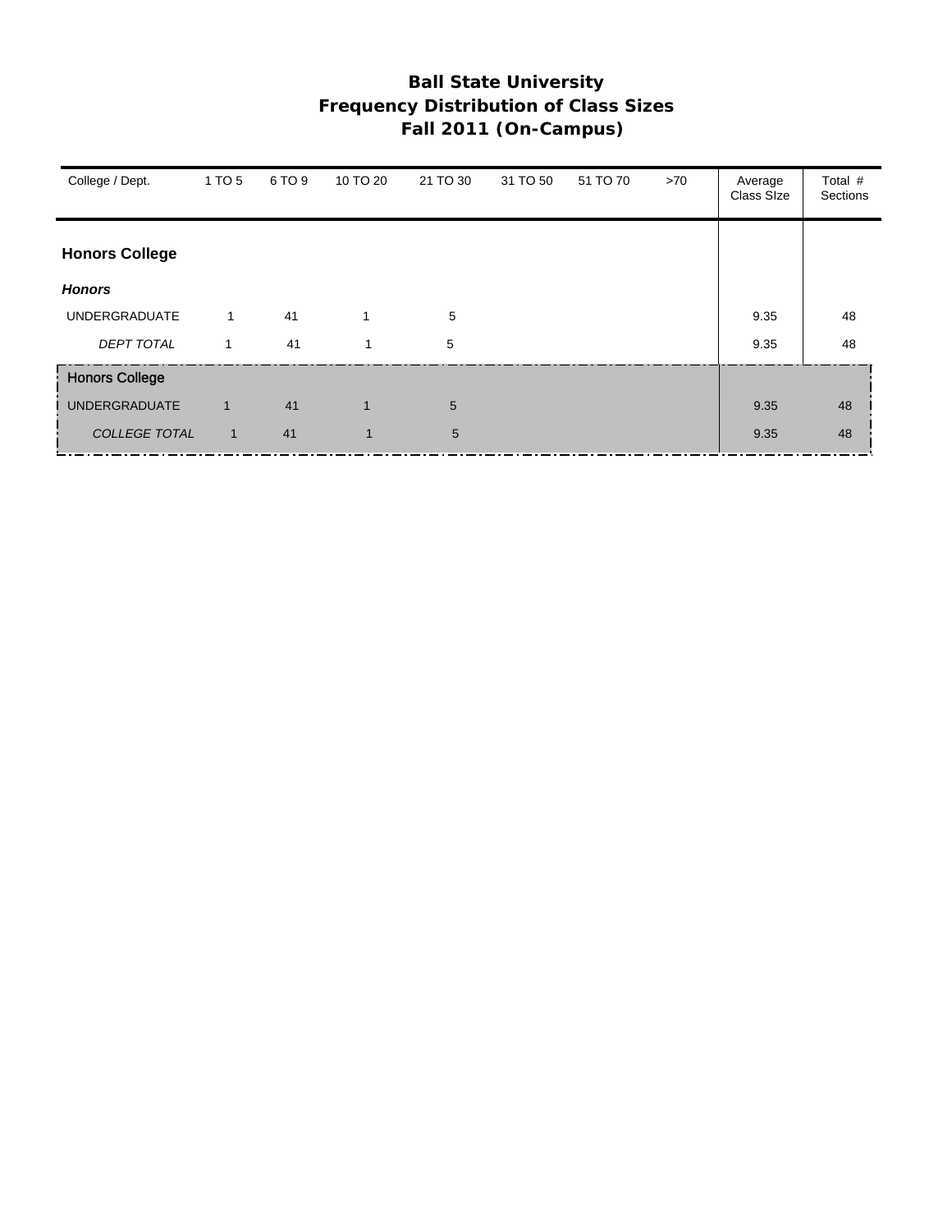# Ball State University
## Frequency Distribution of Class Sizes
## Fall 2011 (On-Campus)

| College / Dept. | 1 TO 5 | 6 TO 9 | 10 TO 20 | 21 TO 30 | 31 TO 50 | 51 TO 70 | >70 | Average Class SIze | Total # Sections |
|---|---|---|---|---|---|---|---|---|---|
| **Honors College** | | | | | | | | | |
| ***Honors*** | | | | | | | | | |
| UNDERGRADUATE | 1 | 41 | 1 | 5 | | | | 9.35 | 48 |
| *DEPT TOTAL* | 1 | 41 | 1 | 5 | | | | 9.35 | 48 |
| Honors College | | | | | | | | | |
| UNDERGRADUATE | 1 | 41 | 1 | 5 | | | | 9.35 | 48 |
| *COLLEGE TOTAL* | 1 | 41 | 1 | 5 | | | | 9.35 | 48 |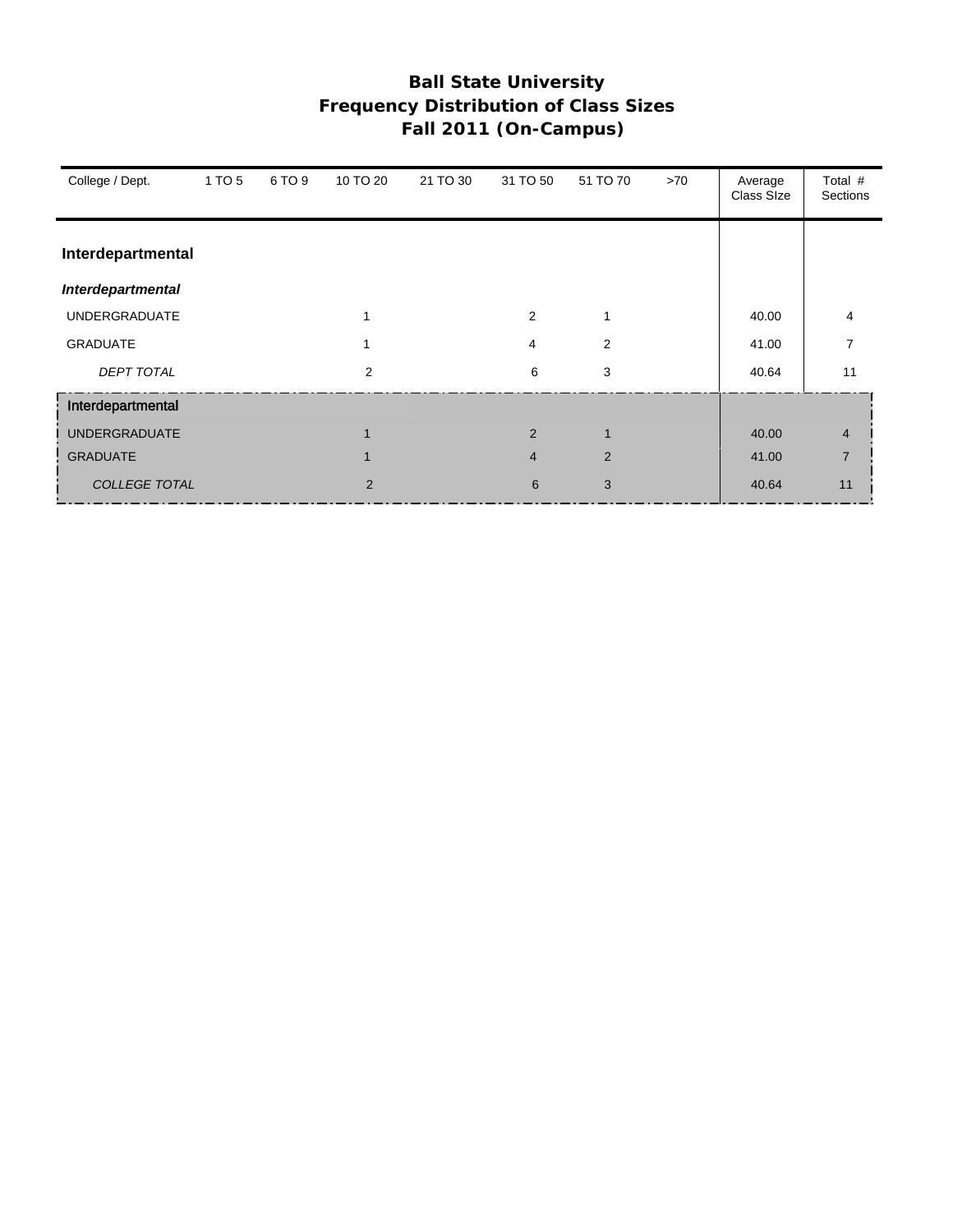# Ball State University
## Frequency Distribution of Class Sizes
## Fall 2011 (On-Campus)

| College / Dept. | 1 TO 5 | 6 TO 9 | 10 TO 20 | 21 TO 30 | 31 TO 50 | 51 TO 70 | >70 | Average Class SIze | Total # Sections |
|---|---|---|---|---|---|---|---|---|---|
| **Interdepartmental** | | | | | | | | | |
| ***Interdepartmental*** | | | | | | | | | |
| UNDERGRADUATE | | | 1 | | 2 | 1 | | 40.00 | 4 |
| GRADUATE | | | 1 | | 4 | 2 | | 41.00 | 7 |
| *DEPT TOTAL* | | | 2 | | 6 | 3 | | 40.64 | 11 |
| Interdepartmental | | | | | | | | | |
| UNDERGRADUATE | | | 1 | | 2 | 1 | | 40.00 | 4 |
| GRADUATE | | | 1 | | 4 | 2 | | 41.00 | 7 |
| *COLLEGE TOTAL* | | | 2 | | 6 | 3 | | 40.64 | 11 |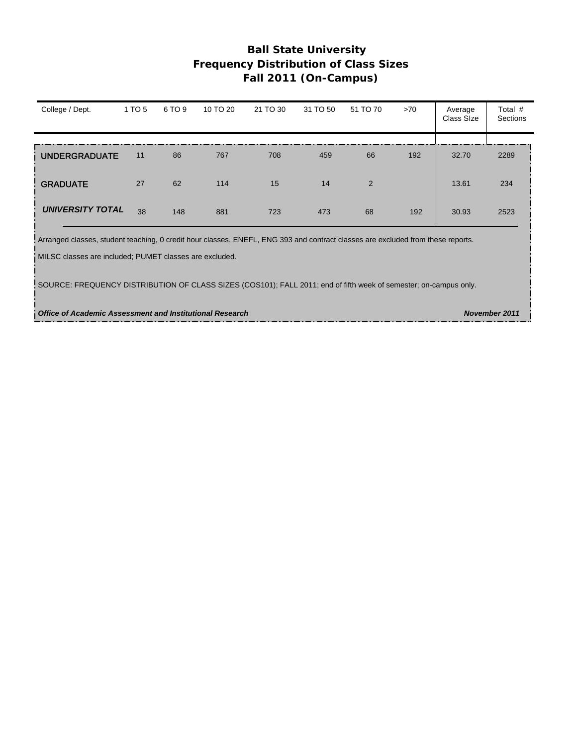# Ball State University
## Frequency Distribution of Class Sizes
## Fall 2011 (On-Campus)

| College / Dept. | 1 TO 5 | 6 TO 9 | 10 TO 20 | 21 TO 30 | 31 TO 50 | 51 TO 70 | >70 | Average Class SIze | Total # Sections |
|---|---|---|---|---|---|---|---|---|---|
| UNDERGRADUATE | 11 | 86 | 767 | 708 | 459 | 66 | 192 | 32.70 | 2289 |
| GRADUATE | 27 | 62 | 114 | 15 | 14 | 2 | | 13.61 | 234 |
| ***UNIVERSITY TOTAL*** | 38 | 148 | 881 | 723 | 473 | 68 | 192 | 30.93 | 2523 |

Arranged classes, student teaching, 0 credit hour classes, ENEFL, ENG 393 and contract classes are excluded from these reports.

MILSC classes are included; PUMET classes are excluded.

SOURCE: FREQUENCY DISTRIBUTION OF CLASS SIZES (COS101); FALL 2011; end of fifth week of semester; on-campus only.

***Office of Academic Assessment and Institutional Research*** ***November 2011***